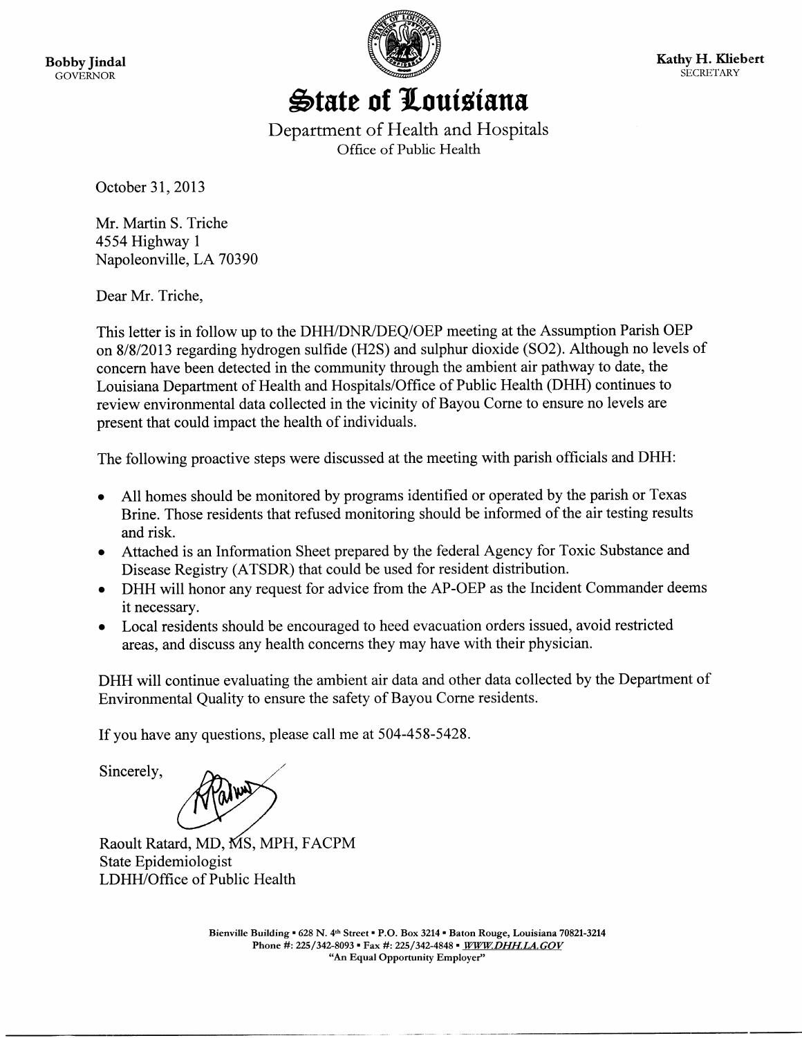**Bobby Jindal**
GOVERNOR

**Kathy H. Kliebert**
SECRETARY

# State of Louisiana

Department of Health and Hospitals
Office of Public Health

October 31, 2013

Mr. Martin S. Triche
4554 Highway 1
Napoleonville, LA 70390

Dear Mr. Triche,

This letter is in follow up to the DHH/DNR/DEQ/OEP meeting at the Assumption Parish OEP on 8/8/2013 regarding hydrogen sulfide (H2S) and sulphur dioxide (SO2). Although no levels of concern have been detected in the community through the ambient air pathway to date, the Louisiana Department of Health and Hospitals/Office of Public Health (DHH) continues to review environmental data collected in the vicinity of Bayou Corne to ensure no levels are present that could impact the health of individuals.

The following proactive steps were discussed at the meeting with parish officials and DHH:

- All homes should be monitored by programs identified or operated by the parish or Texas Brine. Those residents that refused monitoring should be informed of the air testing results and risk.
- Attached is an Information Sheet prepared by the federal Agency for Toxic Substance and Disease Registry (ATSDR) that could be used for resident distribution.
- DHH will honor any request for advice from the AP-OEP as the Incident Commander deems it necessary.
- Local residents should be encouraged to heed evacuation orders issued, avoid restricted areas, and discuss any health concerns they may have with their physician.

DHH will continue evaluating the ambient air data and other data collected by the Department of Environmental Quality to ensure the safety of Bayou Corne residents.

If you have any questions, please call me at 504-458-5428.

Sincerely,

Raoult Ratard, MD, MS, MPH, FACPM
State Epidemiologist
LDHH/Office of Public Health

Bienville Building ▪ 628 N. 4th Street ▪ P.O. Box 3214 ▪ Baton Rouge, Louisiana 70821-3214
Phone #: 225/342-8093 ▪ Fax #: 225/342-4848 ▪ WWW.DHH.LA.GOV
"An Equal Opportunity Employer"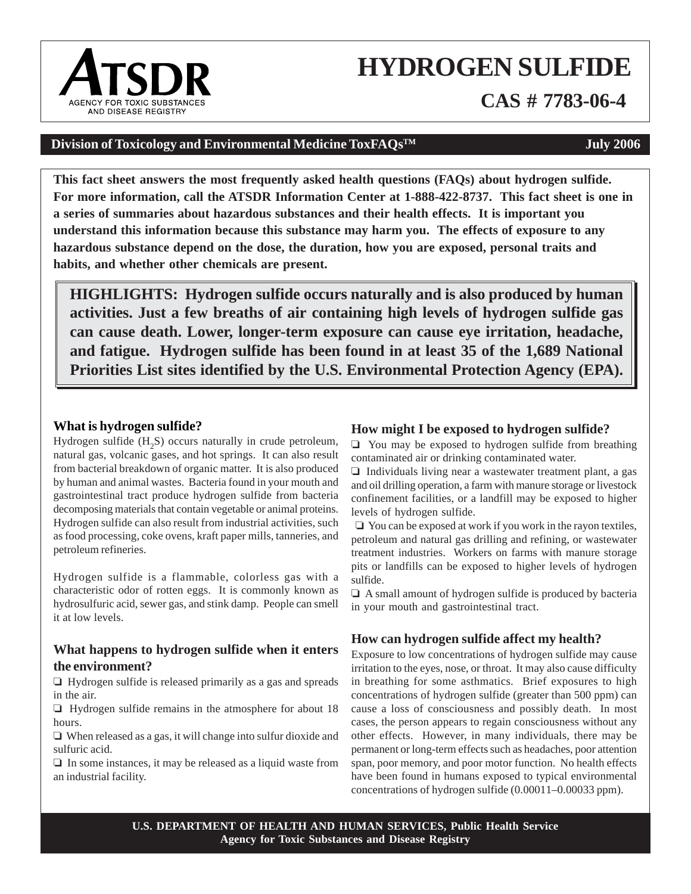# HYDROGEN SULFIDE

## CAS # 7783-06-4

**Division of Toxicology and Environmental Medicine ToxFAQs™** **July 2006**

**This fact sheet answers the most frequently asked health questions (FAQs) about hydrogen sulfide. For more information, call the ATSDR Information Center at 1-888-422-8737. This fact sheet is one in a series of summaries about hazardous substances and their health effects. It is important you understand this information because this substance may harm you. The effects of exposure to any hazardous substance depend on the dose, the duration, how you are exposed, personal traits and habits, and whether other chemicals are present.**

**HIGHLIGHTS: Hydrogen sulfide occurs naturally and is also produced by human activities. Just a few breaths of air containing high levels of hydrogen sulfide gas can cause death. Lower, longer-term exposure can cause eye irritation, headache, and fatigue. Hydrogen sulfide has been found in at least 35 of the 1,689 National Priorities List sites identified by the U.S. Environmental Protection Agency (EPA).**

### What is hydrogen sulfide?

Hydrogen sulfide ($H_2S$) occurs naturally in crude petroleum, natural gas, volcanic gases, and hot springs. It can also result from bacterial breakdown of organic matter. It is also produced by human and animal wastes. Bacteria found in your mouth and gastrointestinal tract produce hydrogen sulfide from bacteria decomposing materials that contain vegetable or animal proteins. Hydrogen sulfide can also result from industrial activities, such as food processing, coke ovens, kraft paper mills, tanneries, and petroleum refineries.

Hydrogen sulfide is a flammable, colorless gas with a characteristic odor of rotten eggs. It is commonly known as hydrosulfuric acid, sewer gas, and stink damp. People can smell it at low levels.

### What happens to hydrogen sulfide when it enters the environment?

- Hydrogen sulfide is released primarily as a gas and spreads in the air.
- Hydrogen sulfide remains in the atmosphere for about 18 hours.
- When released as a gas, it will change into sulfur dioxide and sulfuric acid.
- In some instances, it may be released as a liquid waste from an industrial facility.

### How might I be exposed to hydrogen sulfide?

- You may be exposed to hydrogen sulfide from breathing contaminated air or drinking contaminated water.
- Individuals living near a wastewater treatment plant, a gas and oil drilling operation, a farm with manure storage or livestock confinement facilities, or a landfill may be exposed to higher levels of hydrogen sulfide.
- You can be exposed at work if you work in the rayon textiles, petroleum and natural gas drilling and refining, or wastewater treatment industries. Workers on farms with manure storage pits or landfills can be exposed to higher levels of hydrogen sulfide.
- A small amount of hydrogen sulfide is produced by bacteria in your mouth and gastrointestinal tract.

### How can hydrogen sulfide affect my health?

Exposure to low concentrations of hydrogen sulfide may cause irritation to the eyes, nose, or throat. It may also cause difficulty in breathing for some asthmatics. Brief exposures to high concentrations of hydrogen sulfide (greater than 500 ppm) can cause a loss of consciousness and possibly death. In most cases, the person appears to regain consciousness without any other effects. However, in many individuals, there may be permanent or long-term effects such as headaches, poor attention span, poor memory, and poor motor function. No health effects have been found in humans exposed to typical environmental concentrations of hydrogen sulfide (0.00011–0.00033 ppm).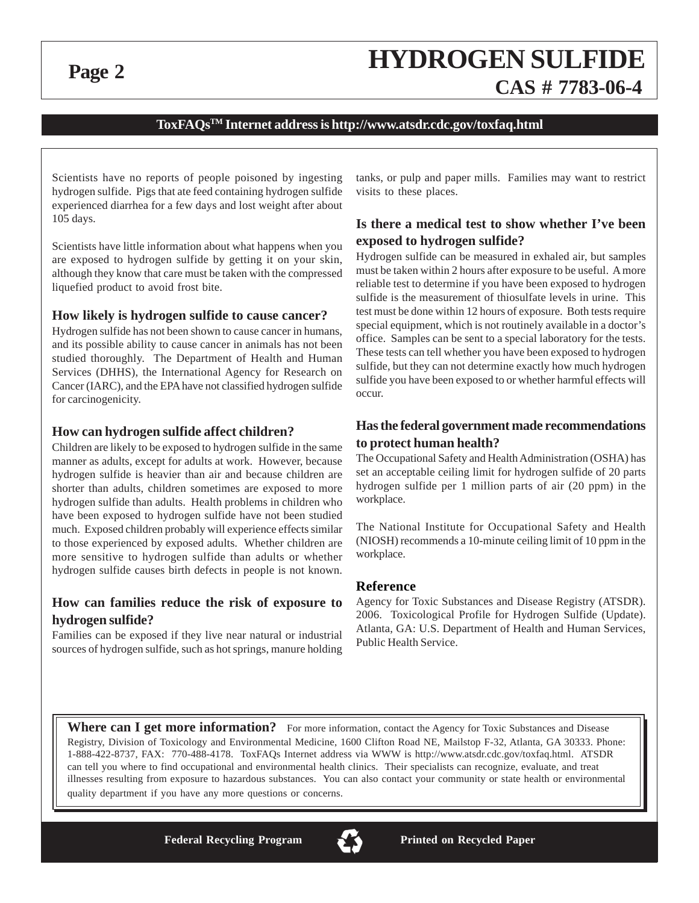Scientists have no reports of people poisoned by ingesting hydrogen sulfide. Pigs that ate feed containing hydrogen sulfide experienced diarrhea for a few days and lost weight after about 105 days.

Scientists have little information about what happens when you are exposed to hydrogen sulfide by getting it on your skin, although they know that care must be taken with the compressed liquefied product to avoid frost bite.

### How likely is hydrogen sulfide to cause cancer?

Hydrogen sulfide has not been shown to cause cancer in humans, and its possible ability to cause cancer in animals has not been studied thoroughly. The Department of Health and Human Services (DHHS), the International Agency for Research on Cancer (IARC), and the EPA have not classified hydrogen sulfide for carcinogenicity.

### How can hydrogen sulfide affect children?

Children are likely to be exposed to hydrogen sulfide in the same manner as adults, except for adults at work. However, because hydrogen sulfide is heavier than air and because children are shorter than adults, children sometimes are exposed to more hydrogen sulfide than adults. Health problems in children who have been exposed to hydrogen sulfide have not been studied much. Exposed children probably will experience effects similar to those experienced by exposed adults. Whether children are more sensitive to hydrogen sulfide than adults or whether hydrogen sulfide causes birth defects in people is not known.

### How can families reduce the risk of exposure to hydrogen sulfide?

Families can be exposed if they live near natural or industrial sources of hydrogen sulfide, such as hot springs, manure holding tanks, or pulp and paper mills. Families may want to restrict visits to these places.

### Is there a medical test to show whether I've been exposed to hydrogen sulfide?

Hydrogen sulfide can be measured in exhaled air, but samples must be taken within 2 hours after exposure to be useful. A more reliable test to determine if you have been exposed to hydrogen sulfide is the measurement of thiosulfate levels in urine. This test must be done within 12 hours of exposure. Both tests require special equipment, which is not routinely available in a doctor's office. Samples can be sent to a special laboratory for the tests. These tests can tell whether you have been exposed to hydrogen sulfide, but they can not determine exactly how much hydrogen sulfide you have been exposed to or whether harmful effects will occur.

### Has the federal government made recommendations to protect human health?

The Occupational Safety and Health Administration (OSHA) has set an acceptable ceiling limit for hydrogen sulfide of 20 parts hydrogen sulfide per 1 million parts of air (20 ppm) in the workplace.

The National Institute for Occupational Safety and Health (NIOSH) recommends a 10-minute ceiling limit of 10 ppm in the workplace.

### Reference

Agency for Toxic Substances and Disease Registry (ATSDR). 2006. Toxicological Profile for Hydrogen Sulfide (Update). Atlanta, GA: U.S. Department of Health and Human Services, Public Health Service.

**Where can I get more information?** For more information, contact the Agency for Toxic Substances and Disease Registry, Division of Toxicology and Environmental Medicine, 1600 Clifton Road NE, Mailstop F-32, Atlanta, GA 30333. Phone: 1-888-422-8737, FAX: 770-488-4178. ToxFAQs Internet address via WWW is http://www.atsdr.cdc.gov/toxfaq.html. ATSDR can tell you where to find occupational and environmental health clinics. Their specialists can recognize, evaluate, and treat illnesses resulting from exposure to hazardous substances. You can also contact your community or state health or environmental quality department if you have any more questions or concerns.

**Federal Recycling Program** **Printed on Recycled Paper**